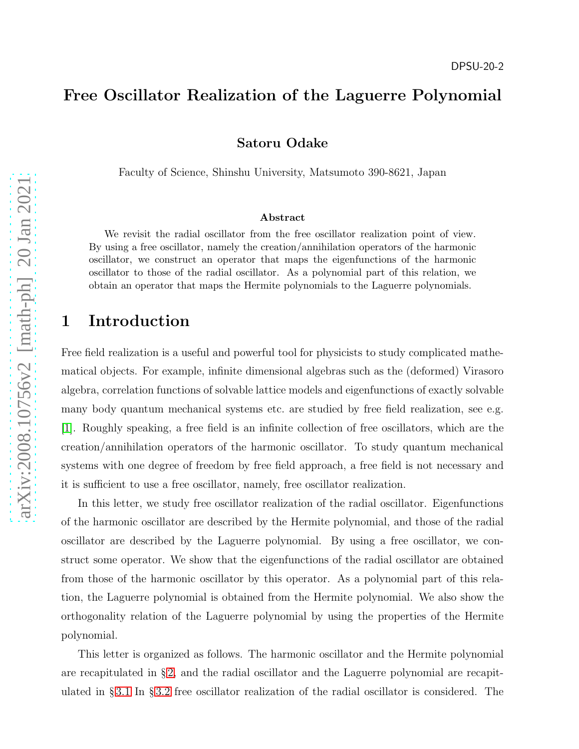DPSU-20-2

# Free Oscillator Realization of the Laguerre Polynomial

**Satoru Odake**

Faculty of Science, Shinshu University, Matsumoto 390-8621, Japan

### Abstract

We revisit the radial oscillator from the free oscillator realization point of view. By using a free oscillator, namely the creation/annihilation operators of the harmonic oscillator, we construct an operator that maps the eigenfunctions of the harmonic oscillator to those of the radial oscillator. As a polynomial part of this relation, we obtain an operator that maps the Hermite polynomials to the Laguerre polynomials.

## 1 Introduction

Free field realization is a useful and powerful tool for physicists to study complicated mathematical objects. For example, infinite dimensional algebras such as the (deformed) Virasoro algebra, correlation functions of solvable lattice models and eigenfunctions of exactly solvable many body quantum mechanical systems etc. are studied by free field realization, see e.g. [1]. Roughly speaking, a free field is an infinite collection of free oscillators, which are the creation/annihilation operators of the harmonic oscillator. To study quantum mechanical systems with one degree of freedom by free field approach, a free field is not necessary and it is sufficient to use a free oscillator, namely, free oscillator realization.

In this letter, we study free oscillator realization of the radial oscillator. Eigenfunctions of the harmonic oscillator are described by the Hermite polynomial, and those of the radial oscillator are described by the Laguerre polynomial. By using a free oscillator, we construct some operator. We show that the eigenfunctions of the radial oscillator are obtained from those of the harmonic oscillator by this operator. As a polynomial part of this relation, the Laguerre polynomial is obtained from the Hermite polynomial. We also show the orthogonality relation of the Laguerre polynomial by using the properties of the Hermite polynomial.

This letter is organized as follows. The harmonic oscillator and the Hermite polynomial are recapitulated in §2, and the radial oscillator and the Laguerre polynomial are recapitulated in §3.1 In §3.2 free oscillator realization of the radial oscillator is considered. The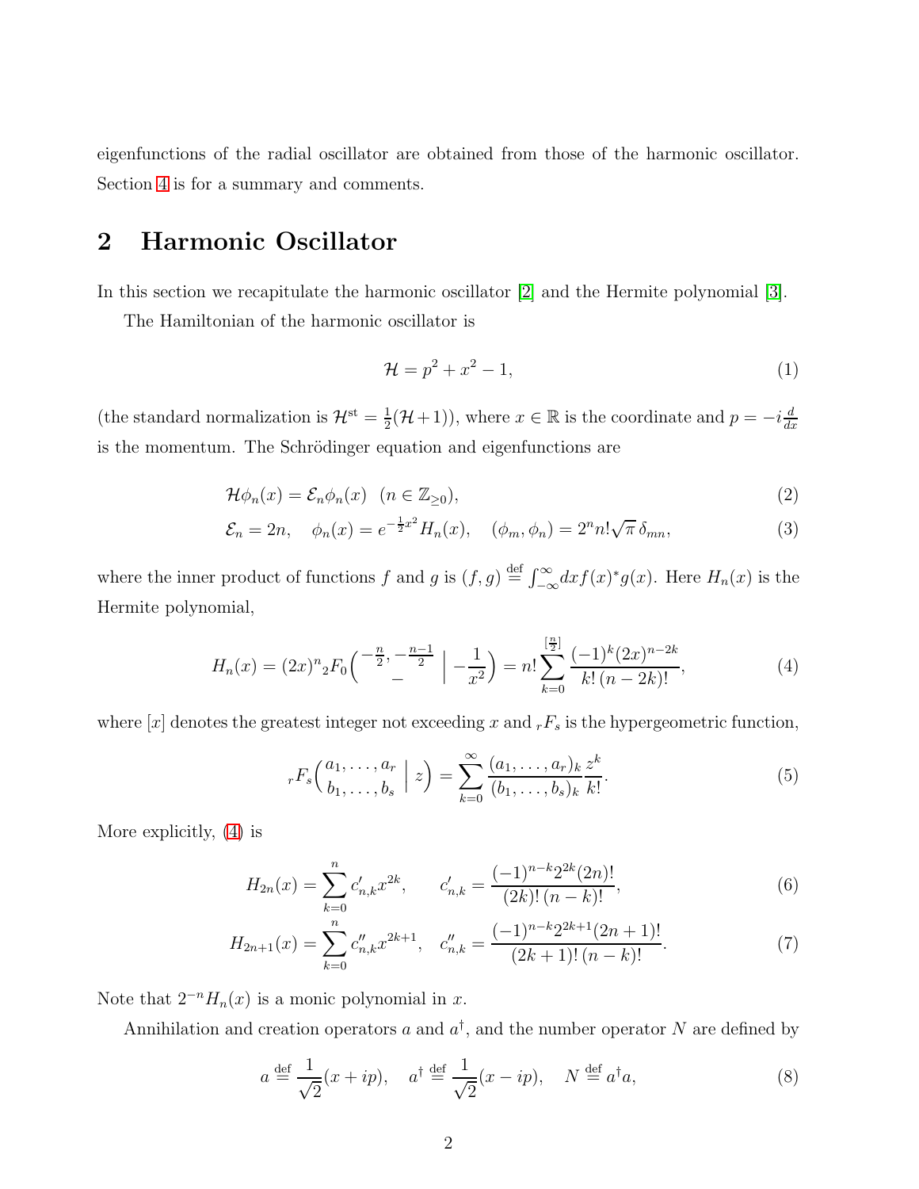eigenfunctions of the radial oscillator are obtained from those of the harmonic oscillator. Section 4 is for a summary and comments.

## 2 Harmonic Oscillator

In this section we recapitulate the harmonic oscillator [2] and the Hermite polynomial [3].

The Hamiltonian of the harmonic oscillator is

$$\mathcal{H} = p^2 + x^2 - 1, \tag{1}$$

(the standard normalization is $\mathcal{H}^{\text{st}} = \frac{1}{2}(\mathcal{H}+1)$), where $x \in \mathbb{R}$ is the coordinate and $p = -i\frac{d}{dx}$ is the momentum. The Schrödinger equation and eigenfunctions are

$$\mathcal{H}\phi_n(x) = \mathcal{E}_n\phi_n(x) \quad (n \in \mathbb{Z}_{\geq 0}), \tag{2}$$

$$\mathcal{E}_n = 2n, \quad \phi_n(x) = e^{-\frac{1}{2}x^2} H_n(x), \quad (\phi_m, \phi_n) = 2^n n! \sqrt{\pi}\, \delta_{mn}, \tag{3}$$

where the inner product of functions $f$ and $g$ is $(f, g) \stackrel{\text{def}}{=} \int_{-\infty}^{\infty} dx f(x)^* g(x)$. Here $H_n(x)$ is the Hermite polynomial,

$$H_n(x) = (2x)^n {}_2F_0\Bigl( \genfrac{}{}{0pt}{}{-\frac{n}{2}, -\frac{n-1}{2}}{-} \Bigm| -\frac{1}{x^2} \Bigr) = n! \sum_{k=0}^{[\frac{n}{2}]} \frac{(-1)^k (2x)^{n-2k}}{k!\,(n-2k)!}, \tag{4}$$

where $[x]$ denotes the greatest integer not exceeding $x$ and ${}_rF_s$ is the hypergeometric function,

$${}_rF_s\Bigl( \genfrac{}{}{0pt}{}{a_1, \ldots, a_r}{b_1, \ldots, b_s} \Bigm| z \Bigr) = \sum_{k=0}^{\infty} \frac{(a_1, \ldots, a_r)_k}{(b_1, \ldots, b_s)_k} \frac{z^k}{k!}. \tag{5}$$

More explicitly, (4) is

$$H_{2n}(x) = \sum_{k=0}^{n} c'_{n,k} x^{2k}, \qquad c'_{n,k} = \frac{(-1)^{n-k} 2^{2k} (2n)!}{(2k)!\,(n-k)!}, \tag{6}$$

$$H_{2n+1}(x) = \sum_{k=0}^{n} c''_{n,k} x^{2k+1}, \quad c''_{n,k} = \frac{(-1)^{n-k} 2^{2k+1} (2n+1)!}{(2k+1)!\,(n-k)!}. \tag{7}$$

Note that $2^{-n} H_n(x)$ is a monic polynomial in $x$.

Annihilation and creation operators $a$ and $a^\dagger$, and the number operator $N$ are defined by

$$a \stackrel{\text{def}}{=} \frac{1}{\sqrt{2}}(x + ip), \quad a^\dagger \stackrel{\text{def}}{=} \frac{1}{\sqrt{2}}(x - ip), \quad N \stackrel{\text{def}}{=} a^\dagger a, \tag{8}$$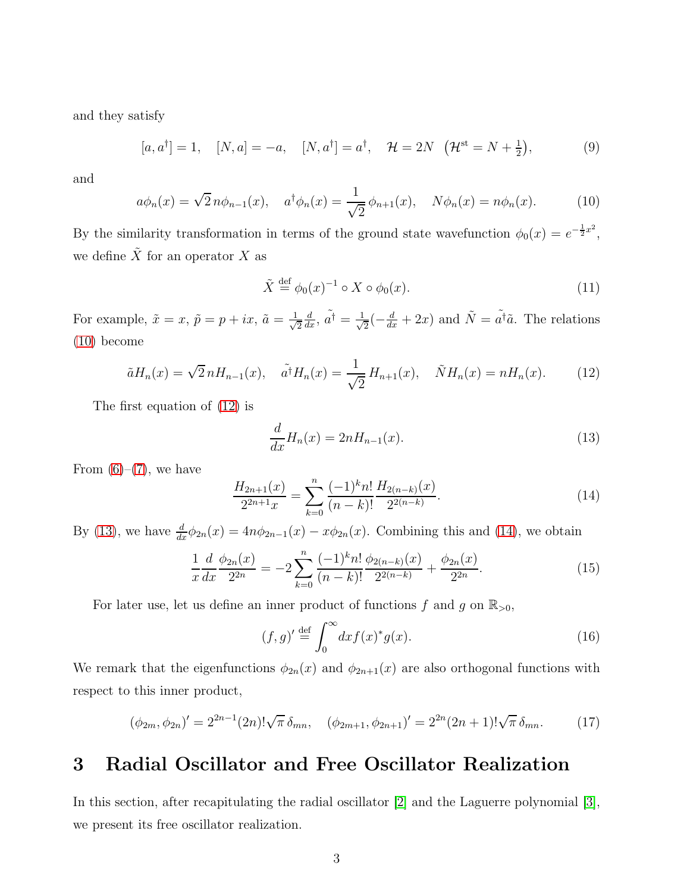and they satisfy

$$[a, a^\dagger] = 1, \quad [N, a] = -a, \quad [N, a^\dagger] = a^\dagger, \quad \mathcal{H} = 2N \ \ \big(\mathcal{H}^{\text{st}} = N + \tfrac{1}{2}\big), \tag{9}$$

and

$$a\phi_n(x) = \sqrt{2}\, n\phi_{n-1}(x), \quad a^\dagger\phi_n(x) = \frac{1}{\sqrt{2}}\,\phi_{n+1}(x), \quad N\phi_n(x) = n\phi_n(x). \tag{10}$$

By the similarity transformation in terms of the ground state wavefunction $\phi_0(x) = e^{-\frac{1}{2}x^2}$, we define $\tilde{X}$ for an operator $X$ as

$$\tilde{X} \stackrel{\text{def}}{=} \phi_0(x)^{-1} \circ X \circ \phi_0(x). \tag{11}$$

For example, $\tilde{x} = x$, $\tilde{p} = p + ix$, $\tilde{a} = \frac{1}{\sqrt{2}}\frac{d}{dx}$, $\tilde{a^\dagger} = \frac{1}{\sqrt{2}}(-\frac{d}{dx} + 2x)$ and $\tilde{N} = \tilde{a^\dagger}\tilde{a}$. The relations (10) become

$$\tilde{a}H_n(x) = \sqrt{2}\, nH_{n-1}(x), \quad \tilde{a^\dagger}H_n(x) = \frac{1}{\sqrt{2}}\, H_{n+1}(x), \quad \tilde{N}H_n(x) = nH_n(x). \tag{12}$$

The first equation of (12) is

$$\frac{d}{dx}H_n(x) = 2nH_{n-1}(x). \tag{13}$$

From (6)–(7), we have

$$\frac{H_{2n+1}(x)}{2^{2n+1}x} = \sum_{k=0}^{n} \frac{(-1)^k n!}{(n-k)!}\frac{H_{2(n-k)}(x)}{2^{2(n-k)}}. \tag{14}$$

By (13), we have $\frac{d}{dx}\phi_{2n}(x) = 4n\phi_{2n-1}(x) - x\phi_{2n}(x)$. Combining this and (14), we obtain

$$\frac{1}{x}\frac{d}{dx}\frac{\phi_{2n}(x)}{2^{2n}} = -2\sum_{k=0}^{n} \frac{(-1)^k n!}{(n-k)!}\frac{\phi_{2(n-k)}(x)}{2^{2(n-k)}} + \frac{\phi_{2n}(x)}{2^{2n}}. \tag{15}$$

For later use, let us define an inner product of functions $f$ and $g$ on $\mathbb{R}_{>0}$,

$$(f, g)' \stackrel{\text{def}}{=} \int_0^\infty dx f(x)^* g(x). \tag{16}$$

We remark that the eigenfunctions $\phi_{2n}(x)$ and $\phi_{2n+1}(x)$ are also orthogonal functions with respect to this inner product,

$$(\phi_{2m}, \phi_{2n})' = 2^{2n-1}(2n)!\sqrt{\pi}\,\delta_{mn}, \quad (\phi_{2m+1}, \phi_{2n+1})' = 2^{2n}(2n+1)!\sqrt{\pi}\,\delta_{mn}. \tag{17}$$

# 3 Radial Oscillator and Free Oscillator Realization

In this section, after recapitulating the radial oscillator [2] and the Laguerre polynomial [3], we present its free oscillator realization.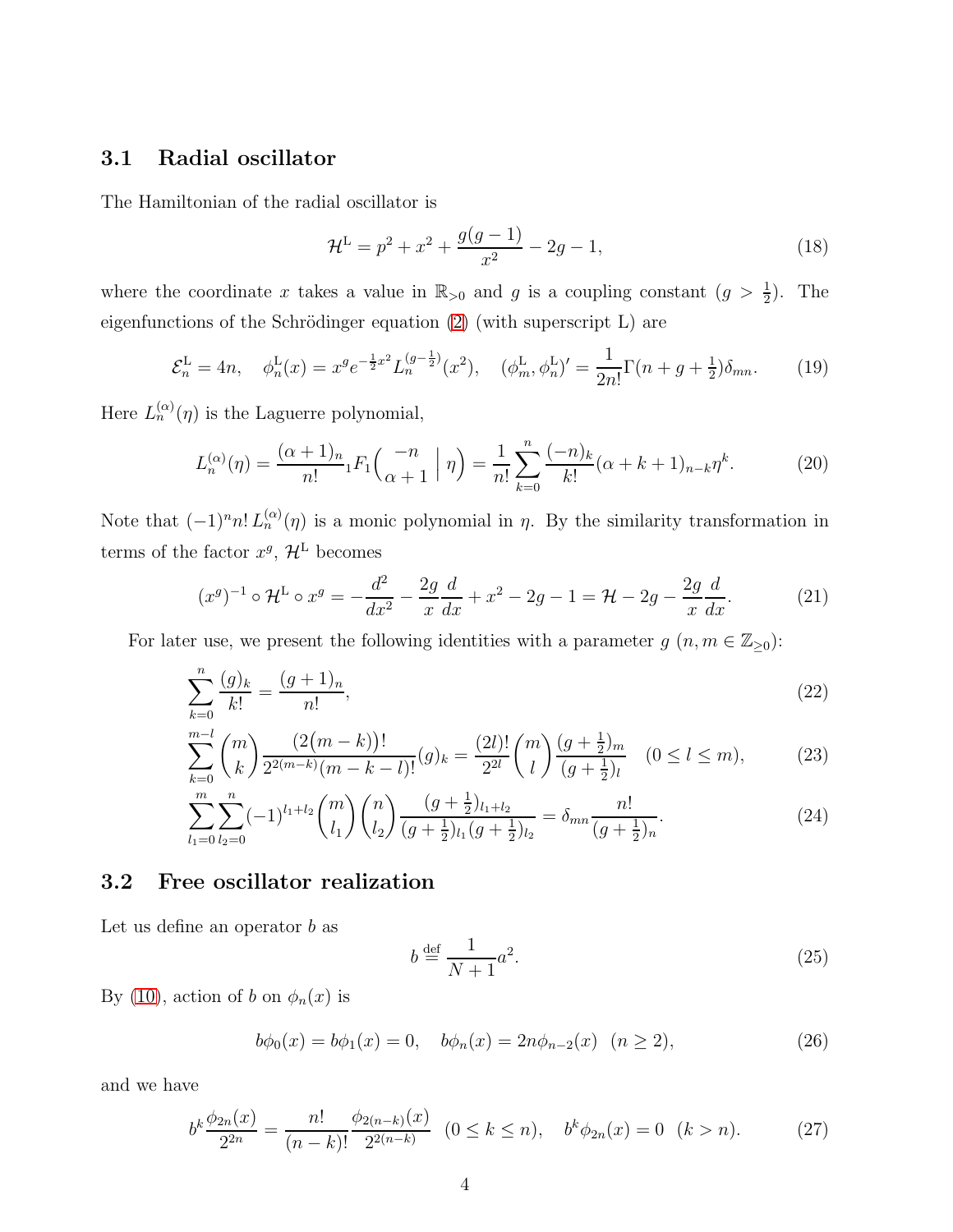### 3.1 Radial oscillator

The Hamiltonian of the radial oscillator is

$$\mathcal{H}^{\mathrm{L}} = p^2 + x^2 + \frac{g(g-1)}{x^2} - 2g - 1, \tag{18}$$

where the coordinate $x$ takes a value in $\mathbb{R}_{>0}$ and $g$ is a coupling constant ($g > \frac{1}{2}$). The eigenfunctions of the Schrödinger equation (2) (with superscript L) are

$$\mathcal{E}_n^{\mathrm{L}} = 4n, \quad \phi_n^{\mathrm{L}}(x) = x^g e^{-\frac{1}{2}x^2} L_n^{(g-\frac{1}{2})}(x^2), \quad (\phi_m^{\mathrm{L}}, \phi_n^{\mathrm{L}})' = \frac{1}{2n!}\Gamma(n+g+\tfrac{1}{2})\delta_{mn}. \tag{19}$$

Here $L_n^{(\alpha)}(\eta)$ is the Laguerre polynomial,

$$L_n^{(\alpha)}(\eta) = \frac{(\alpha+1)_n}{n!}\,{}_1F_1\Bigl(\begin{matrix} -n \\ \alpha+1 \end{matrix}\Bigm| \eta\Bigr) = \frac{1}{n!}\sum_{k=0}^{n} \frac{(-n)_k}{k!}(\alpha+k+1)_{n-k}\eta^k. \tag{20}$$

Note that $(-1)^n n!\, L_n^{(\alpha)}(\eta)$ is a monic polynomial in $\eta$. By the similarity transformation in terms of the factor $x^g$, $\mathcal{H}^{\mathrm{L}}$ becomes

$$(x^g)^{-1} \circ \mathcal{H}^{\mathrm{L}} \circ x^g = -\frac{d^2}{dx^2} - \frac{2g}{x}\frac{d}{dx} + x^2 - 2g - 1 = \mathcal{H} - 2g - \frac{2g}{x}\frac{d}{dx}. \tag{21}$$

For later use, we present the following identities with a parameter $g$ ($n, m \in \mathbb{Z}_{\geq 0}$):

$$\sum_{k=0}^{n} \frac{(g)_k}{k!} = \frac{(g+1)_n}{n!}, \tag{22}$$

$$\sum_{k=0}^{m-l} \binom{m}{k} \frac{\bigl(2(m-k)\bigr)!}{2^{2(m-k)}(m-k-l)!}(g)_k = \frac{(2l)!}{2^{2l}}\binom{m}{l}\frac{(g+\frac{1}{2})_m}{(g+\frac{1}{2})_l} \quad (0 \leq l \leq m), \tag{23}$$

$$\sum_{l_1=0}^{m}\sum_{l_2=0}^{n} (-1)^{l_1+l_2}\binom{m}{l_1}\binom{n}{l_2}\frac{(g+\frac{1}{2})_{l_1+l_2}}{(g+\frac{1}{2})_{l_1}(g+\frac{1}{2})_{l_2}} = \delta_{mn}\frac{n!}{(g+\frac{1}{2})_n}. \tag{24}$$

### 3.2 Free oscillator realization

Let us define an operator $b$ as

$$b \stackrel{\text{def}}{=} \frac{1}{N+1}a^2. \tag{25}$$

By (10), action of $b$ on $\phi_n(x)$ is

$$b\phi_0(x) = b\phi_1(x) = 0, \quad b\phi_n(x) = 2n\phi_{n-2}(x) \ \ (n \geq 2), \tag{26}$$

and we have

$$b^k \frac{\phi_{2n}(x)}{2^{2n}} = \frac{n!}{(n-k)!}\frac{\phi_{2(n-k)}(x)}{2^{2(n-k)}} \ \ (0 \leq k \leq n), \quad b^k\phi_{2n}(x) = 0 \ \ (k > n). \tag{27}$$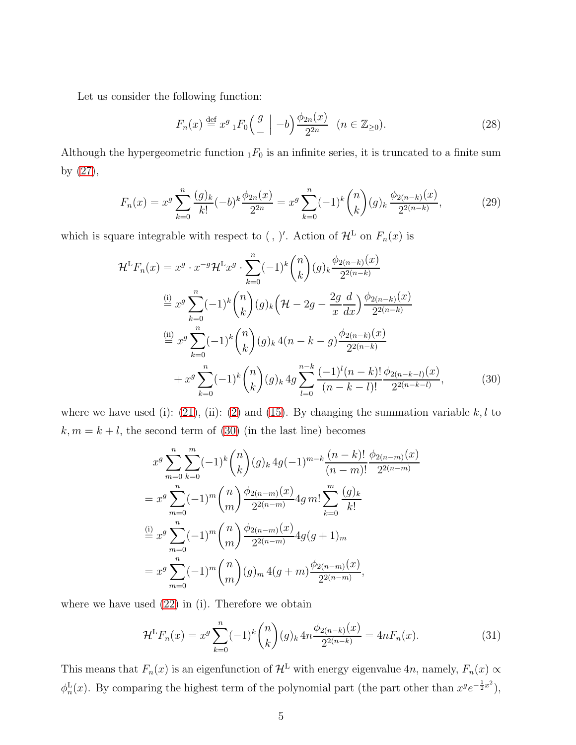Let us consider the following function:

$$F_n(x) \stackrel{\text{def}}{=} x^g \, {}_1F_0\Big(\begin{matrix} g \\ - \end{matrix} \;\Big|\; -b\Big) \frac{\phi_{2n}(x)}{2^{2n}} \quad (n \in \mathbb{Z}_{\geq 0}). \tag{28}$$

Although the hypergeometric function ${}_1F_0$ is an infinite series, it is truncated to a finite sum by (27),

$$F_n(x) = x^g \sum_{k=0}^{n} \frac{(g)_k}{k!}(-b)^k \frac{\phi_{2n}(x)}{2^{2n}} = x^g \sum_{k=0}^{n} (-1)^k \binom{n}{k} (g)_k \frac{\phi_{2(n-k)}(x)}{2^{2(n-k)}}, \tag{29}$$

which is square integrable with respect to $(\ ,\ )'$. Action of $\mathcal{H}^{\mathrm{L}}$ on $F_n(x)$ is

$$\begin{aligned}
\mathcal{H}^{\mathrm{L}} F_n(x) &= x^g \cdot x^{-g} \mathcal{H}^{\mathrm{L}} x^g \cdot \sum_{k=0}^{n} (-1)^k \binom{n}{k} (g)_k \frac{\phi_{2(n-k)}(x)}{2^{2(n-k)}} \\
&\stackrel{\text{(i)}}{=} x^g \sum_{k=0}^{n} (-1)^k \binom{n}{k} (g)_k \Big(\mathcal{H} - 2g - \frac{2g}{x}\frac{d}{dx}\Big) \frac{\phi_{2(n-k)}(x)}{2^{2(n-k)}} \\
&\stackrel{\text{(ii)}}{=} x^g \sum_{k=0}^{n} (-1)^k \binom{n}{k} (g)_k \, 4(n-k-g) \frac{\phi_{2(n-k)}(x)}{2^{2(n-k)}} \\
&\quad + x^g \sum_{k=0}^{n} (-1)^k \binom{n}{k} (g)_k \, 4g \sum_{l=0}^{n-k} \frac{(-1)^l (n-k)!}{(n-k-l)!} \frac{\phi_{2(n-k-l)}(x)}{2^{2(n-k-l)}},
\end{aligned} \tag{30}$$

where we have used (i): (21), (ii): (2) and (15). By changing the summation variable $k, l$ to $k, m = k + l$, the second term of (30) (in the last line) becomes

$$\begin{aligned}
& x^g \sum_{m=0}^{n} \sum_{k=0}^{m} (-1)^k \binom{n}{k} (g)_k \, 4g (-1)^{m-k} \frac{(n-k)!}{(n-m)!} \frac{\phi_{2(n-m)}(x)}{2^{2(n-m)}} \\
&= x^g \sum_{m=0}^{n} (-1)^m \binom{n}{m} \frac{\phi_{2(n-m)}(x)}{2^{2(n-m)}} 4g \, m! \sum_{k=0}^{m} \frac{(g)_k}{k!} \\
&\stackrel{\text{(i)}}{=} x^g \sum_{m=0}^{n} (-1)^m \binom{n}{m} \frac{\phi_{2(n-m)}(x)}{2^{2(n-m)}} 4g (g+1)_m \\
&= x^g \sum_{m=0}^{n} (-1)^m \binom{n}{m} (g)_m \, 4(g+m) \frac{\phi_{2(n-m)}(x)}{2^{2(n-m)}},
\end{aligned}$$

where we have used (22) in (i). Therefore we obtain

$$\mathcal{H}^{\mathrm{L}} F_n(x) = x^g \sum_{k=0}^{n} (-1)^k \binom{n}{k} (g)_k \, 4n \frac{\phi_{2(n-k)}(x)}{2^{2(n-k)}} = 4n F_n(x). \tag{31}$$

This means that $F_n(x)$ is an eigenfunction of $\mathcal{H}^{\mathrm{L}}$ with energy eigenvalue $4n$, namely, $F_n(x) \propto \phi^{\mathrm{L}}_n(x)$. By comparing the highest term of the polynomial part (the part other than $x^g e^{-\frac{1}{2}x^2}$),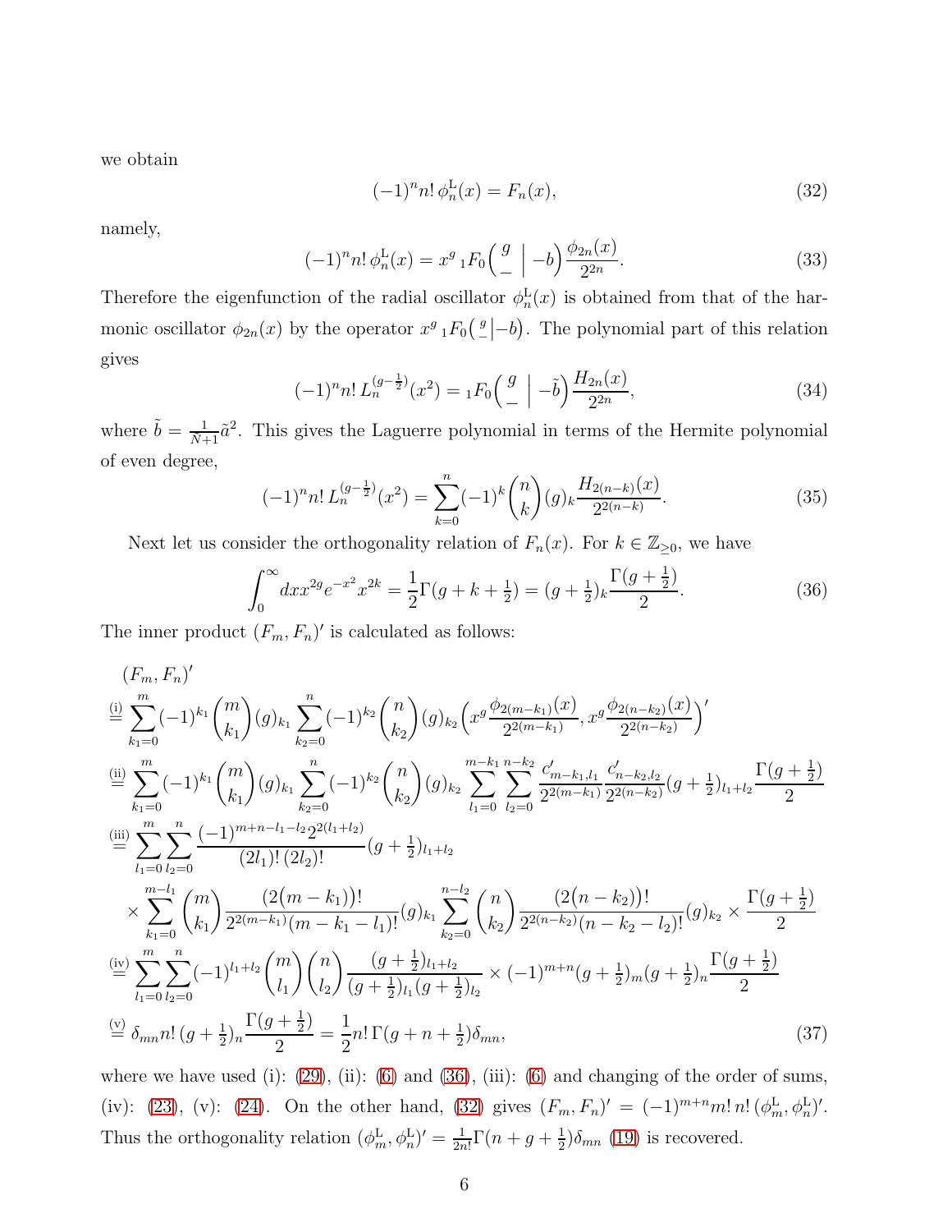we obtain

$$(-1)^n n!\,\phi_n^{\mathrm{L}}(x) = F_n(x), \tag{32}$$

namely,

$$(-1)^n n!\,\phi_n^{\mathrm{L}}(x) = x^g\,{}_1F_0\Bigl(\begin{matrix} g \\ - \end{matrix}\Bigm| -b\Bigr)\frac{\phi_{2n}(x)}{2^{2n}}. \tag{33}$$

Therefore the eigenfunction of the radial oscillator $\phi_n^{\mathrm{L}}(x)$ is obtained from that of the harmonic oscillator $\phi_{2n}(x)$ by the operator $x^g\,{}_1F_0\bigl(\begin{smallmatrix} g \\ - \end{smallmatrix}\bigm|-b\bigr)$. The polynomial part of this relation gives

$$(-1)^n n!\,L_n^{(g-\frac{1}{2})}(x^2) = {}_1F_0\Bigl(\begin{matrix} g \\ - \end{matrix}\Bigm| -\tilde{b}\Bigr)\frac{H_{2n}(x)}{2^{2n}}, \tag{34}$$

where $\tilde{b} = \frac{1}{N+1}\tilde{a}^2$. This gives the Laguerre polynomial in terms of the Hermite polynomial of even degree,

$$(-1)^n n!\,L_n^{(g-\frac{1}{2})}(x^2) = \sum_{k=0}^{n}(-1)^k\binom{n}{k}(g)_k\frac{H_{2(n-k)}(x)}{2^{2(n-k)}}. \tag{35}$$

Next let us consider the orthogonality relation of $F_n(x)$. For $k\in\mathbb{Z}_{\geq 0}$, we have

$$\int_0^\infty dx x^{2g}e^{-x^2}x^{2k} = \frac{1}{2}\Gamma(g+k+\tfrac{1}{2}) = (g+\tfrac{1}{2})_k\frac{\Gamma(g+\frac{1}{2})}{2}. \tag{36}$$

The inner product $(F_m,F_n)'$ is calculated as follows:

$$\begin{aligned}
&(F_m,F_n)' \\
&\overset{\text{(i)}}{=} \sum_{k_1=0}^{m}(-1)^{k_1}\binom{m}{k_1}(g)_{k_1}\sum_{k_2=0}^{n}(-1)^{k_2}\binom{n}{k_2}(g)_{k_2}\Bigl(x^g\frac{\phi_{2(m-k_1)}(x)}{2^{2(m-k_1)}},x^g\frac{\phi_{2(n-k_2)}(x)}{2^{2(n-k_2)}}\Bigr)' \\
&\overset{\text{(ii)}}{=} \sum_{k_1=0}^{m}(-1)^{k_1}\binom{m}{k_1}(g)_{k_1}\sum_{k_2=0}^{n}(-1)^{k_2}\binom{n}{k_2}(g)_{k_2}\sum_{l_1=0}^{m-k_1}\sum_{l_2=0}^{n-k_2}\frac{c'_{m-k_1,l_1}}{2^{2(m-k_1)}}\frac{c'_{n-k_2,l_2}}{2^{2(n-k_2)}}(g+\tfrac{1}{2})_{l_1+l_2}\frac{\Gamma(g+\frac{1}{2})}{2} \\
&\overset{\text{(iii)}}{=} \sum_{l_1=0}^{m}\sum_{l_2=0}^{n}\frac{(-1)^{m+n-l_1-l_2}2^{2(l_1+l_2)}}{(2l_1)!\,(2l_2)!}(g+\tfrac{1}{2})_{l_1+l_2} \\
&\qquad\times\sum_{k_1=0}^{m-l_1}\binom{m}{k_1}\frac{\bigl(2(m-k_1)\bigr)!}{2^{2(m-k_1)}(m-k_1-l_1)!}(g)_{k_1}\sum_{k_2=0}^{n-l_2}\binom{n}{k_2}\frac{\bigl(2(n-k_2)\bigr)!}{2^{2(n-k_2)}(n-k_2-l_2)!}(g)_{k_2}\times\frac{\Gamma(g+\frac{1}{2})}{2} \\
&\overset{\text{(iv)}}{=} \sum_{l_1=0}^{m}\sum_{l_2=0}^{n}(-1)^{l_1+l_2}\binom{m}{l_1}\binom{n}{l_2}\frac{(g+\frac{1}{2})_{l_1+l_2}}{(g+\frac{1}{2})_{l_1}(g+\frac{1}{2})_{l_2}}\times(-1)^{m+n}(g+\tfrac{1}{2})_m(g+\tfrac{1}{2})_n\frac{\Gamma(g+\frac{1}{2})}{2} \\
&\overset{\text{(v)}}{=} \delta_{mn}n!\,(g+\tfrac{1}{2})_n\frac{\Gamma(g+\frac{1}{2})}{2} = \frac{1}{2}n!\,\Gamma(g+n+\tfrac{1}{2})\delta_{mn},
\end{aligned} \tag{37}$$

where we have used (i): (29), (ii): (6) and (36), (iii): (6) and changing of the order of sums, (iv): (23), (v): (24). On the other hand, (32) gives $(F_m,F_n)' = (-1)^{m+n}m!\,n!\,(\phi_m^{\mathrm{L}},\phi_n^{\mathrm{L}})'$. Thus the orthogonality relation $(\phi_m^{\mathrm{L}},\phi_n^{\mathrm{L}})' = \frac{1}{2n!}\Gamma(n+g+\frac{1}{2})\delta_{mn}$ (19) is recovered.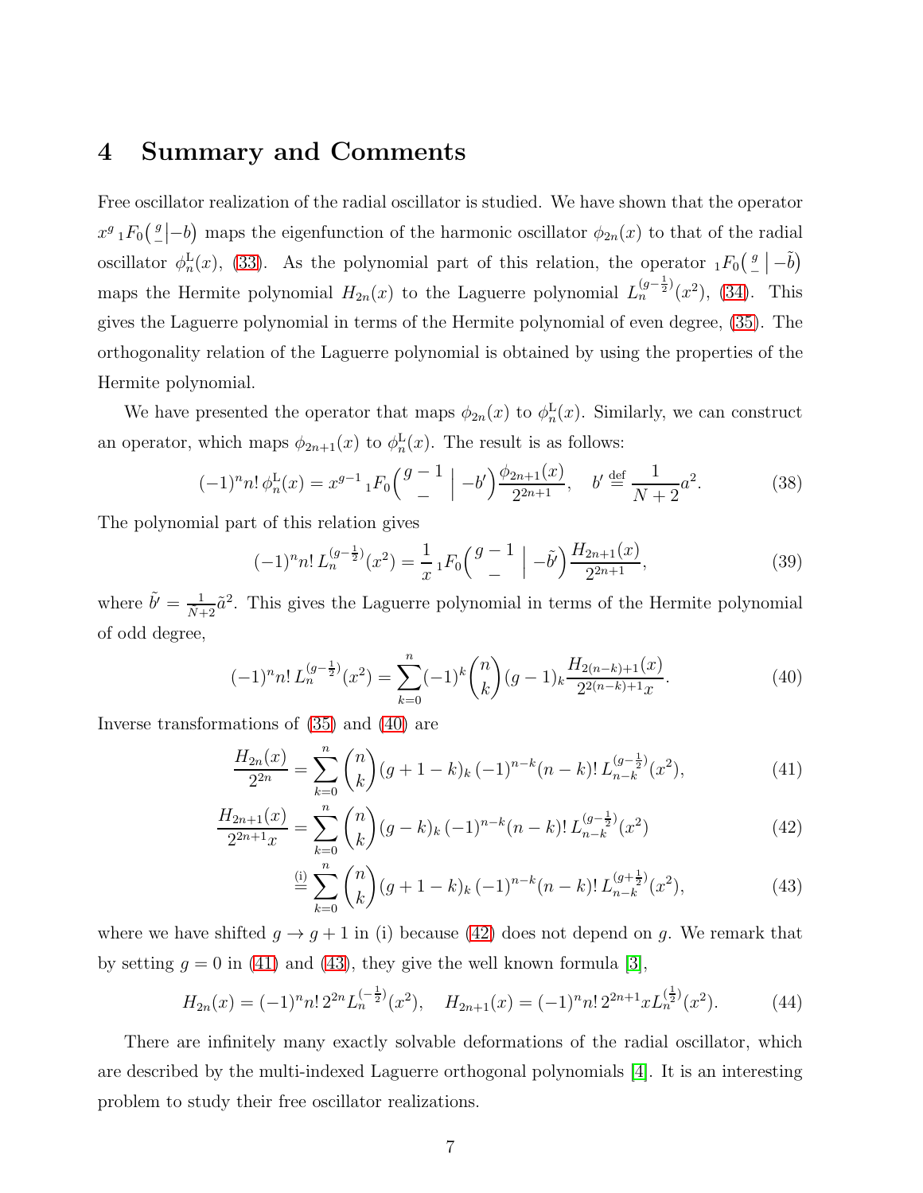# 4 Summary and Comments

Free oscillator realization of the radial oscillator is studied. We have shown that the operator $x^g\,{}_1F_0\big(\begin{smallmatrix} g \\ - \end{smallmatrix}\big|-b\big)$ maps the eigenfunction of the harmonic oscillator $\phi_{2n}(x)$ to that of the radial oscillator $\phi^{\rm L}_n(x)$, (33). As the polynomial part of this relation, the operator ${}_1F_0\big(\begin{smallmatrix} g \\ - \end{smallmatrix}\,\big|\,-\tilde{b}\big)$ maps the Hermite polynomial $H_{2n}(x)$ to the Laguerre polynomial $L^{(g-\frac{1}{2})}_n(x^2)$, (34). This gives the Laguerre polynomial in terms of the Hermite polynomial of even degree, (35). The orthogonality relation of the Laguerre polynomial is obtained by using the properties of the Hermite polynomial.

We have presented the operator that maps $\phi_{2n}(x)$ to $\phi^{\rm L}_n(x)$. Similarly, we can construct an operator, which maps $\phi_{2n+1}(x)$ to $\phi^{\rm L}_n(x)$. The result is as follows:

$$(-1)^n n!\,\phi^{\rm L}_n(x) = x^{g-1}\,{}_1F_0\Big(\begin{matrix} g-1 \\ - \end{matrix}\;\Big|\;-b'\Big)\frac{\phi_{2n+1}(x)}{2^{2n+1}}, \quad b' \stackrel{\rm def}{=} \frac{1}{N+2}a^2. \tag{38}$$

The polynomial part of this relation gives

$$(-1)^n n!\,L^{(g-\frac{1}{2})}_n(x^2) = \frac{1}{x}\,{}_1F_0\Big(\begin{matrix} g-1 \\ - \end{matrix}\;\Big|\;-\tilde{b'}\Big)\frac{H_{2n+1}(x)}{2^{2n+1}}, \tag{39}$$

where $\tilde{b'} = \frac{1}{\tilde{N}+2}\tilde{a}^2$. This gives the Laguerre polynomial in terms of the Hermite polynomial of odd degree,

$$(-1)^n n!\,L^{(g-\frac{1}{2})}_n(x^2) = \sum_{k=0}^{n}(-1)^k\binom{n}{k}(g-1)_k\frac{H_{2(n-k)+1}(x)}{2^{2(n-k)+1}x}. \tag{40}$$

Inverse transformations of (35) and (40) are

$$\frac{H_{2n}(x)}{2^{2n}} = \sum_{k=0}^{n}\binom{n}{k}(g+1-k)_k\,(-1)^{n-k}(n-k)!\,L^{(g-\frac{1}{2})}_{n-k}(x^2), \tag{41}$$

$$\frac{H_{2n+1}(x)}{2^{2n+1}x} = \sum_{k=0}^{n}\binom{n}{k}(g-k)_k\,(-1)^{n-k}(n-k)!\,L^{(g-\frac{1}{2})}_{n-k}(x^2) \tag{42}$$

$$\stackrel{\rm (i)}{=} \sum_{k=0}^{n}\binom{n}{k}(g+1-k)_k\,(-1)^{n-k}(n-k)!\,L^{(g+\frac{1}{2})}_{n-k}(x^2), \tag{43}$$

where we have shifted $g \to g+1$ in (i) because (42) does not depend on $g$. We remark that by setting $g=0$ in (41) and (43), they give the well known formula [3],

$$H_{2n}(x) = (-1)^n n!\,2^{2n}L^{(-\frac{1}{2})}_n(x^2), \quad H_{2n+1}(x) = (-1)^n n!\,2^{2n+1}xL^{(\frac{1}{2})}_n(x^2). \tag{44}$$

There are infinitely many exactly solvable deformations of the radial oscillator, which are described by the multi-indexed Laguerre orthogonal polynomials [4]. It is an interesting problem to study their free oscillator realizations.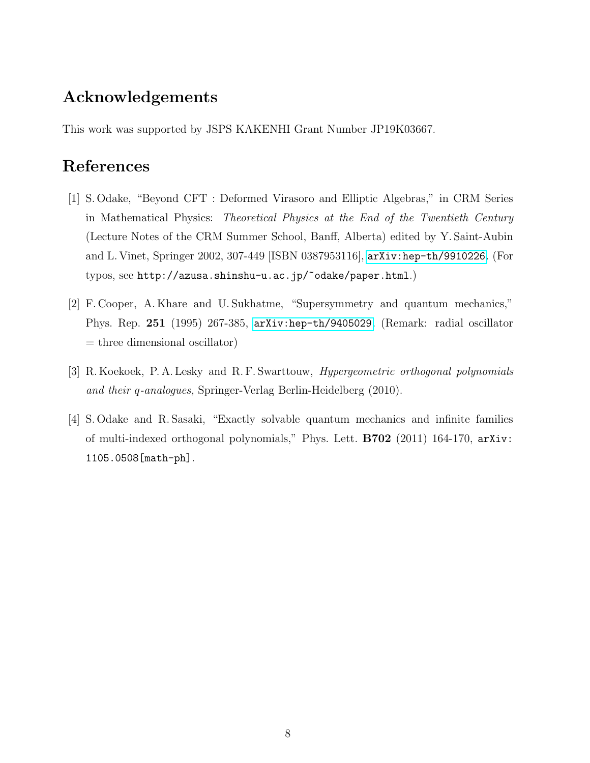## Acknowledgements

This work was supported by JSPS KAKENHI Grant Number JP19K03667.

## References

[1] S. Odake, "Beyond CFT : Deformed Virasoro and Elliptic Algebras," in CRM Series in Mathematical Physics: *Theoretical Physics at the End of the Twentieth Century* (Lecture Notes of the CRM Summer School, Banff, Alberta) edited by Y. Saint-Aubin and L. Vinet, Springer 2002, 307-449 [ISBN 0387953116], `arXiv:hep-th/9910226`. (For typos, see `http://azusa.shinshu-u.ac.jp/~odake/paper.html`.)

[2] F. Cooper, A. Khare and U. Sukhatme, "Supersymmetry and quantum mechanics," Phys. Rep. **251** (1995) 267-385, `arXiv:hep-th/9405029`. (Remark: radial oscillator = three dimensional oscillator)

[3] R. Koekoek, P. A. Lesky and R. F. Swarttouw, *Hypergeometric orthogonal polynomials and their q-analogues,* Springer-Verlag Berlin-Heidelberg (2010).

[4] S. Odake and R. Sasaki, "Exactly solvable quantum mechanics and infinite families of multi-indexed orthogonal polynomials," Phys. Lett. **B702** (2011) 164-170, `arXiv:1105.0508[math-ph]`.